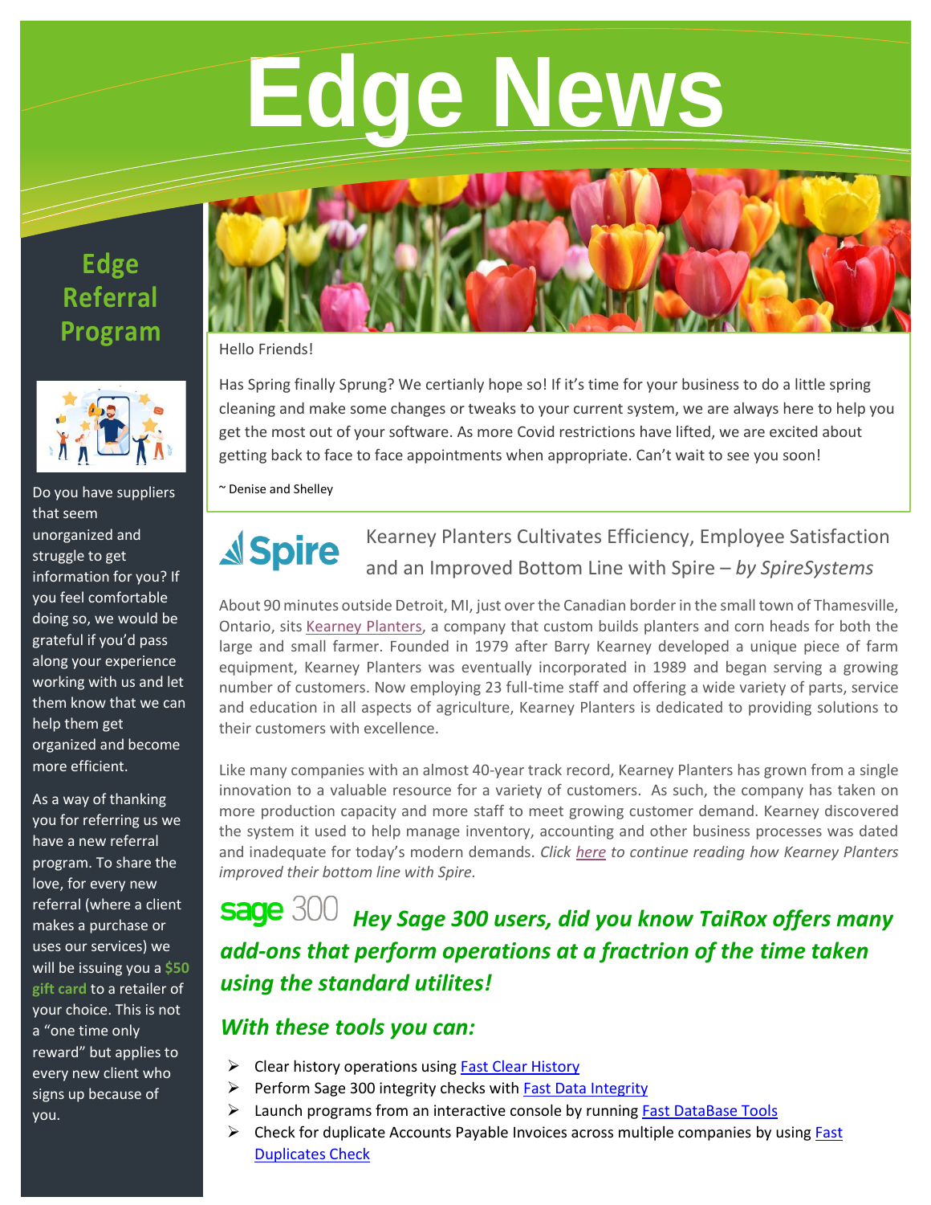# Edge News

## Edge Referral Program

Do you have suppliers that seem unorganized and struggle to get information for you? If you feel comfortable doing so, we would be grateful if you'd pass along your experience working with us and let them know that we can help them get organized and become more efficient.

As a way of thanking you for referring us we have a new referral program. To share the love, for every new referral (where a client makes a purchase or uses our services) we will be issuing you a **$50 gift card** to a retailer of your choice. This is not a "one time only reward" but applies to every new client who signs up because of you.

Hello Friends!

Has Spring finally Sprung? We certianly hope so! If it's time for your business to do a little spring cleaning and make some changes or tweaks to your current system, we are always here to help you get the most out of your software. As more Covid restrictions have lifted, we are excited about getting back to face to face appointments when appropriate. Can't wait to see you soon!

~ Denise and Shelley

## Spire — Kearney Planters Cultivates Efficiency, Employee Satisfaction and an Improved Bottom Line with Spire – *by SpireSystems*

About 90 minutes outside Detroit, MI, just over the Canadian border in the small town of Thamesville, Ontario, sits Kearney Planters, a company that custom builds planters and corn heads for both the large and small farmer. Founded in 1979 after Barry Kearney developed a unique piece of farm equipment, Kearney Planters was eventually incorporated in 1989 and began serving a growing number of customers. Now employing 23 full-time staff and offering a wide variety of parts, service and education in all aspects of agriculture, Kearney Planters is dedicated to providing solutions to their customers with excellence.

Like many companies with an almost 40-year track record, Kearney Planters has grown from a single innovation to a valuable resource for a variety of customers. As such, the company has taken on more production capacity and more staff to meet growing customer demand. Kearney discovered the system it used to help manage inventory, accounting and other business processes was dated and inadequate for today's modern demands. *Click here to continue reading how Kearney Planters improved their bottom line with Spire.*

## sage 300 *Hey Sage 300 users, did you know TaiRox offers many add-ons that perform operations at a fractrion of the time taken using the standard utilites!*

### *With these tools you can:*

- Clear history operations using Fast Clear History
- Perform Sage 300 integrity checks with Fast Data Integrity
- Launch programs from an interactive console by running Fast DataBase Tools
- Check for duplicate Accounts Payable Invoices across multiple companies by using Fast Duplicates Check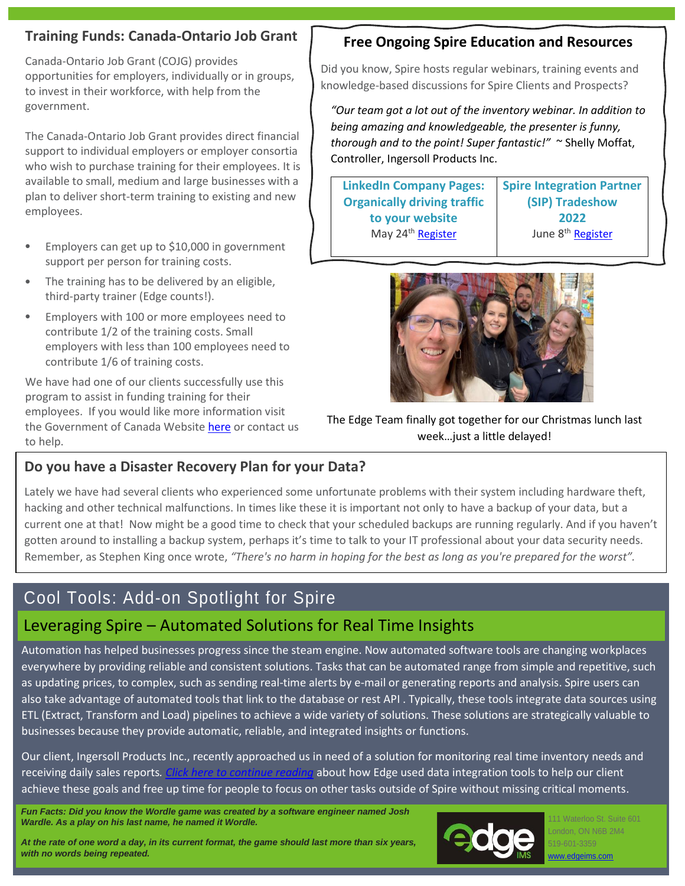## Training Funds: Canada-Ontario Job Grant

Canada-Ontario Job Grant (COJG) provides opportunities for employers, individually or in groups, to invest in their workforce, with help from the government.

The Canada-Ontario Job Grant provides direct financial support to individual employers or employer consortia who wish to purchase training for their employees. It is available to small, medium and large businesses with a plan to deliver short-term training to existing and new employees.

- Employers can get up to $10,000 in government support per person for training costs.
- The training has to be delivered by an eligible, third-party trainer (Edge counts!).
- Employers with 100 or more employees need to contribute 1/2 of the training costs. Small employers with less than 100 employees need to contribute 1/6 of training costs.

We have had one of our clients successfully use this program to assist in funding training for their employees. If you would like more information visit the Government of Canada Website here or contact us to help.

## Free Ongoing Spire Education and Resources

Did you know, Spire hosts regular webinars, training events and knowledge-based discussions for Spire Clients and Prospects?

*"Our team got a lot out of the inventory webinar. In addition to being amazing and knowledgeable, the presenter is funny, thorough and to the point! Super fantastic!"* ~ Shelly Moffat, Controller, Ingersoll Products Inc.

| | |
|---|---|
| **LinkedIn Company Pages: Organically driving traffic to your website**<br>May 24th Register | **Spire Integration Partner (SIP) Tradeshow 2022**<br>June 8th Register |

The Edge Team finally got together for our Christmas lunch last week…just a little delayed!

## Do you have a Disaster Recovery Plan for your Data?

Lately we have had several clients who experienced some unfortunate problems with their system including hardware theft, hacking and other technical malfunctions. In times like these it is important not only to have a backup of your data, but a current one at that! Now might be a good time to check that your scheduled backups are running regularly. And if you haven't gotten around to installing a backup system, perhaps it's time to talk to your IT professional about your data security needs. Remember, as Stephen King once wrote, *"There's no harm in hoping for the best as long as you're prepared for the worst"*.

# Cool Tools: Add-on Spotlight for Spire

## Leveraging Spire – Automated Solutions for Real Time Insights

Automation has helped businesses progress since the steam engine. Now automated software tools are changing workplaces everywhere by providing reliable and consistent solutions. Tasks that can be automated range from simple and repetitive, such as updating prices, to complex, such as sending real-time alerts by e-mail or generating reports and analysis. Spire users can also take advantage of automated tools that link to the database or rest API . Typically, these tools integrate data sources using ETL (Extract, Transform and Load) pipelines to achieve a wide variety of solutions. These solutions are strategically valuable to businesses because they provide automatic, reliable, and integrated insights or functions.

Our client, Ingersoll Products Inc., recently approached us in need of a solution for monitoring real time inventory needs and receiving daily sales reports. *Click here to continue reading* about how Edge used data integration tools to help our client achieve these goals and free up time for people to focus on other tasks outside of Spire without missing critical moments.

***Fun Facts: Did you know the Wordle game was created by a software engineer named Josh Wardle. As a play on his last name, he named it Wordle.***

***At the rate of one word a day, in its current format, the game should last more than six years, with no words being repeated.***

edge IMS

111 Waterloo St. Suite 601
London, ON N6B 2M4
519-601-3359
www.edgeims.com